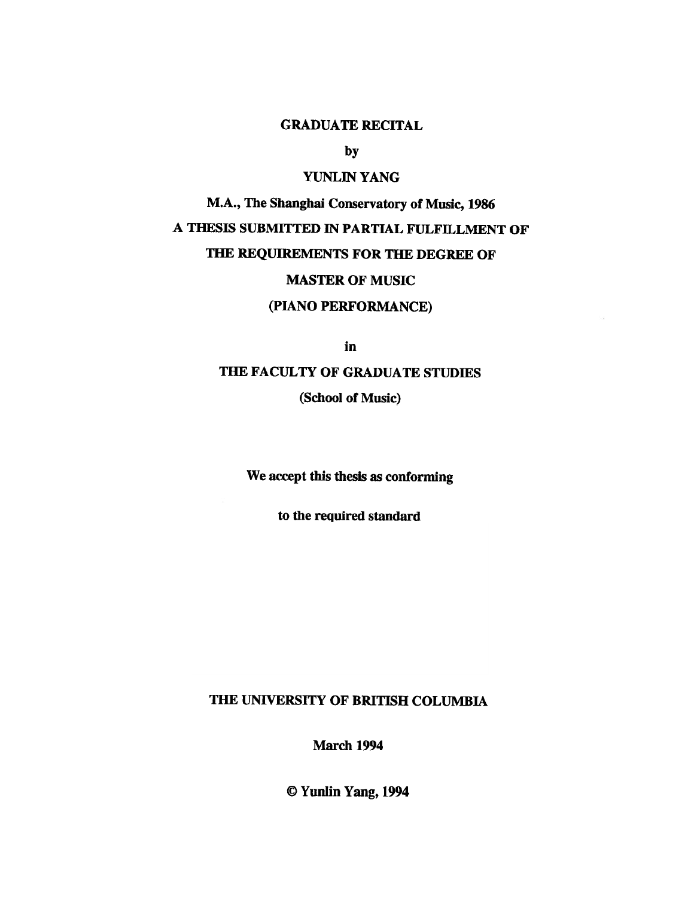# GRADUATE RECITAL

by

YUNLIN YANG

M.A., The Shanghai Conservatory of Music, 1986

A THESIS SUBMITTED IN PARTIAL FULFILLMENT OF

THE REQUIREMENTS FOR THE DEGREE OF

MASTER OF MUSIC

(PIANO PERFORMANCE)

in

THE FACULTY OF GRADUATE STUDIES

(School of Music)

We accept this thesis as conforming

to the required standard

THE UNIVERSITY OF BRITISH COLUMBIA

March 1994

© Yunlin Yang, 1994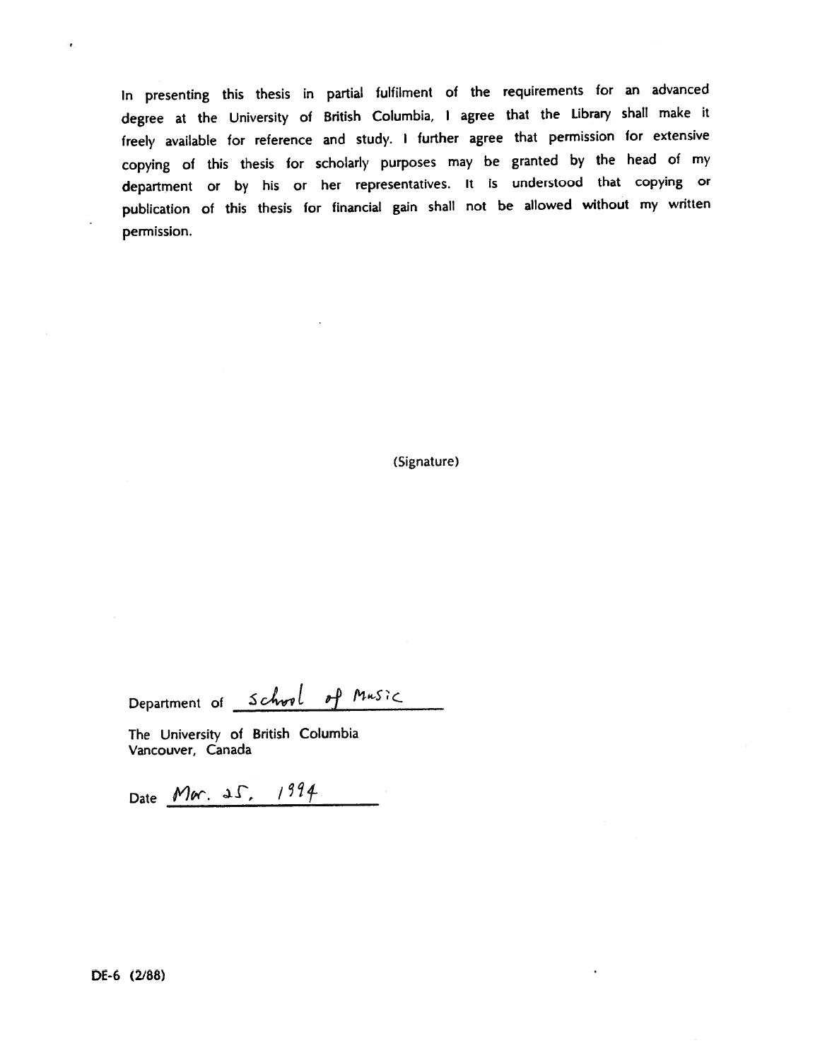In presenting this thesis in partial fulfilment of the requirements for an advanced degree at the University of British Columbia, I agree that the Library shall make it freely available for reference and study. I further agree that permission for extensive copying of this thesis for scholarly purposes may be granted by the head of my department or by his or her representatives. It is understood that copying or publication of this thesis for financial gain shall not be allowed without my written permission.

(Signature)

Department of School of Music

The University of British Columbia
Vancouver, Canada

Date Mar. 25, 1994

DE-6 (2/88)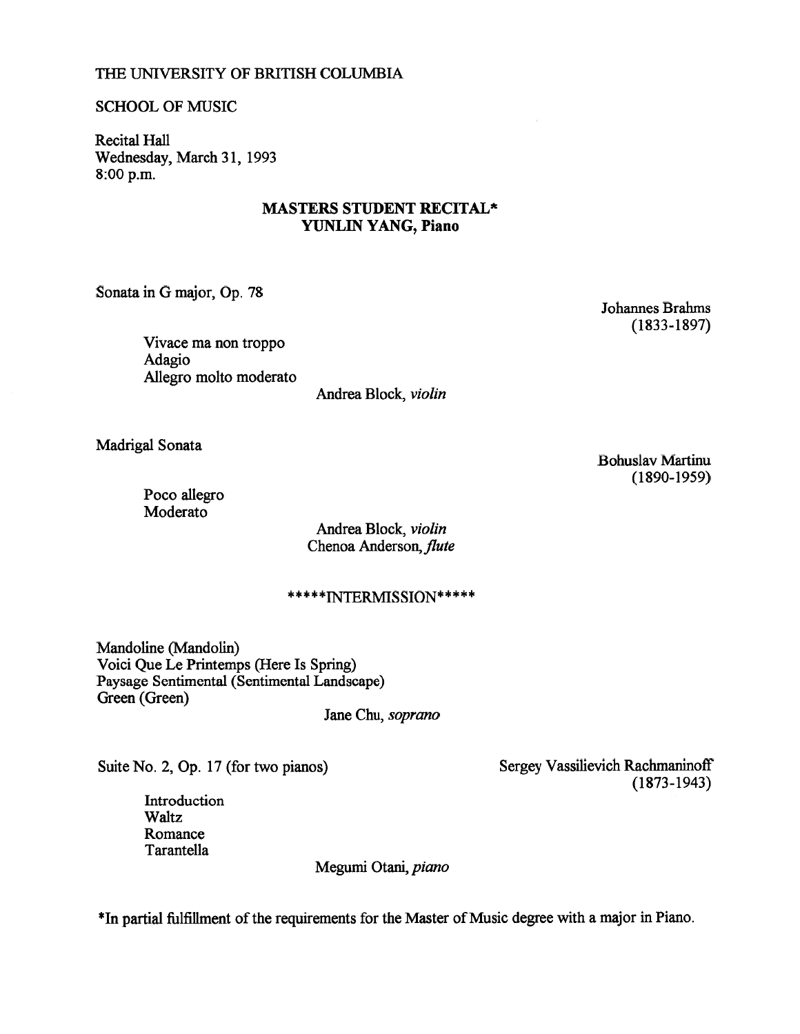THE UNIVERSITY OF BRITISH COLUMBIA

SCHOOL OF MUSIC

Recital Hall
Wednesday, March 31, 1993
8:00 p.m.

**MASTERS STUDENT RECITAL***
**YUNLIN YANG, Piano**

Sonata in G major, Op. 78 — Johannes Brahms (1833-1897)

Vivace ma non troppo
Adagio
Allegro molto moderato

Andrea Block, *violin*

Madrigal Sonata — Bohuslav Martinu (1890-1959)

Poco allegro
Moderato

Andrea Block, *violin*
Chenoa Anderson, *flute*

*****INTERMISSION*****

Mandoline (Mandolin)
Voici Que Le Printemps (Here Is Spring)
Paysage Sentimental (Sentimental Landscape)
Green (Green)

Jane Chu, *soprano*

Suite No. 2, Op. 17 (for two pianos) — Sergey Vassilievich Rachmaninoff (1873-1943)

Introduction
Waltz
Romance
Tarantella

Megumi Otani, *piano*

*In partial fulfillment of the requirements for the Master of Music degree with a major in Piano.